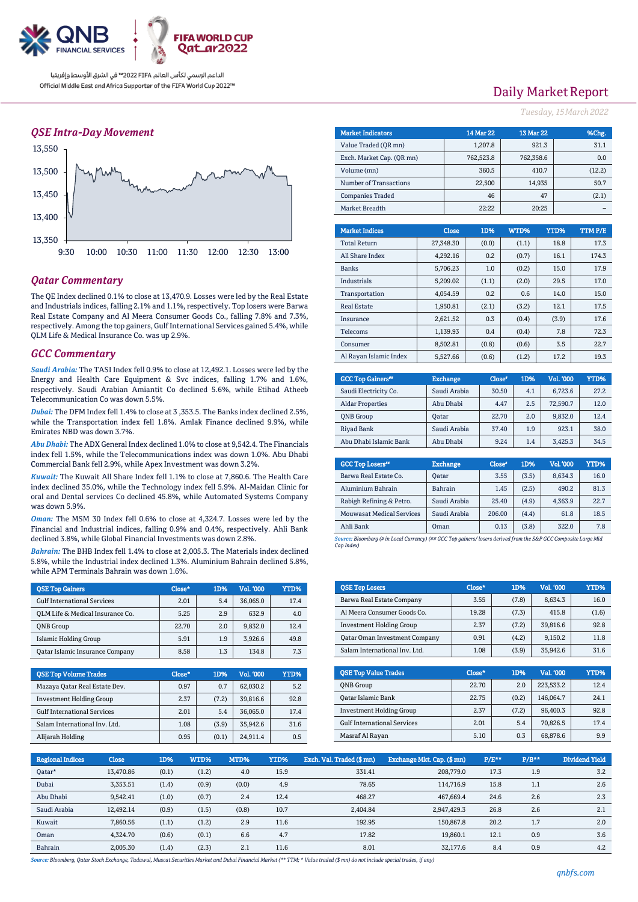QNB FINANCIAL SERVICES | FIFA WORLD CUP Qatar2022

الداعم الرسمي لكأس العالم FIFA 2022™ في الشرق الأوسط وإفريقيا
Official Middle East and Africa Supporter of the FIFA World Cup 2022™

# Daily Market Report

*Tuesday, 15 March 2022*

## QSE Intra-Day Movement

## Qatar Commentary

The QE Index declined 0.1% to close at 13,470.9. Losses were led by the Real Estate and Industrials indices, falling 2.1% and 1.1%, respectively. Top losers were Barwa Real Estate Company and Al Meera Consumer Goods Co., falling 7.8% and 7.3%, respectively. Among the top gainers, Gulf International Services gained 5.4%, while QLM Life & Medical Insurance Co. was up 2.9%.

## GCC Commentary

***Saudi Arabia:*** The TASI Index fell 0.9% to close at 12,492.1. Losses were led by the Energy and Health Care Equipment & Svc indices, falling 1.7% and 1.6%, respectively. Saudi Arabian Amiantit Co declined 5.6%, while Etihad Atheeb Telecommunication Co was down 5.5%.

***Dubai:*** The DFM Index fell 1.4% to close at 3 ,353.5. The Banks index declined 2.5%, while the Transportation index fell 1.8%. Amlak Finance declined 9.9%, while Emirates NBD was down 3.7%.

***Abu Dhabi:*** The ADX General Index declined 1.0% to close at 9,542.4. The Financials index fell 1.5%, while the Telecommunications index was down 1.0%. Abu Dhabi Commercial Bank fell 2.9%, while Apex Investment was down 3.2%.

***Kuwait:*** The Kuwait All Share Index fell 1.1% to close at 7,860.6. The Health Care index declined 35.0%, while the Technology index fell 5.9%. Al-Maidan Clinic for oral and Dental services Co declined 45.8%, while Automated Systems Company was down 5.9%.

***Oman:*** The MSM 30 Index fell 0.6% to close at 4,324.7. Losses were led by the Financial and Industrial indices, falling 0.9% and 0.4%, respectively. Ahli Bank declined 3.8%, while Global Financial Investments was down 2.8%.

***Bahrain:*** The BHB Index fell 1.4% to close at 2,005.3. The Materials index declined 5.8%, while the Industrial index declined 1.3%. Aluminium Bahrain declined 5.8%, while APM Terminals Bahrain was down 1.6%.

| Market Indicators | 14 Mar 22 | 13 Mar 22 | %Chg. |
|---|---|---|---|
| Value Traded (QR mn) | 1,207.8 | 921.3 | 31.1 |
| Exch. Market Cap. (QR mn) | 762,523.8 | 762,358.6 | 0.0 |
| Volume (mn) | 360.5 | 410.7 | (12.2) |
| Number of Transactions | 22,500 | 14,935 | 50.7 |
| Companies Traded | 46 | 47 | (2.1) |
| Market Breadth | 22:22 | 20:25 | – |

| Market Indices | Close | 1D% | WTD% | YTD% | TTM P/E |
|---|---|---|---|---|---|
| Total Return | 27,348.30 | (0.0) | (1.1) | 18.8 | 17.3 |
| All Share Index | 4,292.16 | 0.2 | (0.7) | 16.1 | 174.3 |
| Banks | 5,706.23 | 1.0 | (0.2) | 15.0 | 17.9 |
| Industrials | 5,209.02 | (1.1) | (2.0) | 29.5 | 17.0 |
| Transportation | 4,054.59 | 0.2 | 0.6 | 14.0 | 15.0 |
| Real Estate | 1,950.81 | (2.1) | (3.2) | 12.1 | 17.5 |
| Insurance | 2,621.52 | 0.3 | (0.4) | (3.9) | 17.6 |
| Telecoms | 1,139.93 | 0.4 | (0.4) | 7.8 | 72.3 |
| Consumer | 8,502.81 | (0.8) | (0.6) | 3.5 | 22.7 |
| Al Rayan Islamic Index | 5,527.66 | (0.6) | (1.2) | 17.2 | 19.3 |

| GCC Top Gainers## | Exchange | Close# | 1D% | Vol. '000 | YTD% |
|---|---|---|---|---|---|
| Saudi Electricity Co. | Saudi Arabia | 30.50 | 4.1 | 6,723.6 | 27.2 |
| Aldar Properties | Abu Dhabi | 4.47 | 2.5 | 72,590.7 | 12.0 |
| QNB Group | Qatar | 22.70 | 2.0 | 9,832.0 | 12.4 |
| Riyad Bank | Saudi Arabia | 37.40 | 1.9 | 923.1 | 38.0 |
| Abu Dhabi Islamic Bank | Abu Dhabi | 9.24 | 1.4 | 3,425.3 | 34.5 |

| GCC Top Losers## | Exchange | Close# | 1D% | Vol. '000 | YTD% |
|---|---|---|---|---|---|
| Barwa Real Estate Co. | Qatar | 3.55 | (3.5) | 8,634.3 | 16.0 |
| Aluminium Bahrain | Bahrain | 1.45 | (2.5) | 490.2 | 81.3 |
| Rabigh Refining & Petro. | Saudi Arabia | 25.40 | (4.9) | 4,363.9 | 22.7 |
| Mouwasat Medical Services | Saudi Arabia | 206.00 | (4.4) | 61.8 | 18.5 |
| Ahli Bank | Oman | 0.13 | (3.8) | 322.0 | 7.8 |

*Source: Bloomberg (# in Local Currency) (## GCC Top gainers/ losers derived from the S&P GCC Composite Large Mid Cap Index)*

| QSE Top Gainers | Close* | 1D% | Vol. '000 | YTD% |
|---|---|---|---|---|
| Gulf International Services | 2.01 | 5.4 | 36,065.0 | 17.4 |
| QLM Life & Medical Insurance Co. | 5.25 | 2.9 | 632.9 | 4.0 |
| QNB Group | 22.70 | 2.0 | 9,832.0 | 12.4 |
| Islamic Holding Group | 5.91 | 1.9 | 3,926.6 | 49.8 |
| Qatar Islamic Insurance Company | 8.58 | 1.3 | 134.8 | 7.3 |

| QSE Top Losers | Close* | 1D% | Vol. '000 | YTD% |
|---|---|---|---|---|
| Barwa Real Estate Company | 3.55 | (7.8) | 8,634.3 | 16.0 |
| Al Meera Consumer Goods Co. | 19.28 | (7.3) | 415.8 | (1.6) |
| Investment Holding Group | 2.37 | (7.2) | 39,816.6 | 92.8 |
| Qatar Oman Investment Company | 0.91 | (4.2) | 9,150.2 | 11.8 |
| Salam International Inv. Ltd. | 1.08 | (3.9) | 35,942.6 | 31.6 |

| QSE Top Volume Trades | Close* | 1D% | Vol. '000 | YTD% |
|---|---|---|---|---|
| Mazaya Qatar Real Estate Dev. | 0.97 | 0.7 | 62,030.2 | 5.2 |
| Investment Holding Group | 2.37 | (7.2) | 39,816.6 | 92.8 |
| Gulf International Services | 2.01 | 5.4 | 36,065.0 | 17.4 |
| Salam International Inv. Ltd. | 1.08 | (3.9) | 35,942.6 | 31.6 |
| Alijarah Holding | 0.95 | (0.1) | 24,911.4 | 0.5 |

| QSE Top Value Trades | Close* | 1D% | Val. '000 | YTD% |
|---|---|---|---|---|
| QNB Group | 22.70 | 2.0 | 223,533.2 | 12.4 |
| Qatar Islamic Bank | 22.75 | (0.2) | 146,064.7 | 24.1 |
| Investment Holding Group | 2.37 | (7.2) | 96,400.3 | 92.8 |
| Gulf International Services | 2.01 | 5.4 | 70,826.5 | 17.4 |
| Masraf Al Rayan | 5.10 | 0.3 | 68,878.6 | 9.9 |

| Regional Indices | Close | 1D% | WTD% | MTD% | YTD% | Exch. Val. Traded ($ mn) | Exchange Mkt. Cap. ($ mn) | P/E** | P/B** | Dividend Yield |
|---|---|---|---|---|---|---|---|---|---|---|
| Qatar* | 13,470.86 | (0.1) | (1.2) | 4.0 | 15.9 | 331.41 | 208,779.0 | 17.3 | 1.9 | 3.2 |
| Dubai | 3,353.51 | (1.4) | (0.9) | (0.0) | 4.9 | 78.65 | 114,716.9 | 15.8 | 1.1 | 2.6 |
| Abu Dhabi | 9,542.41 | (1.0) | (0.7) | 2.4 | 12.4 | 468.27 | 467,669.4 | 24.6 | 2.6 | 2.3 |
| Saudi Arabia | 12,492.14 | (0.9) | (1.5) | (0.8) | 10.7 | 2,404.84 | 2,947,429.3 | 26.8 | 2.6 | 2.1 |
| Kuwait | 7,860.56 | (1.1) | (1.2) | 2.9 | 11.6 | 192.95 | 150,867.8 | 20.2 | 1.7 | 2.0 |
| Oman | 4,324.70 | (0.6) | (0.1) | 6.6 | 4.7 | 17.82 | 19,860.1 | 12.1 | 0.9 | 3.6 |
| Bahrain | 2,005.30 | (1.4) | (2.3) | 2.1 | 11.6 | 8.01 | 32,177.6 | 8.4 | 0.9 | 4.2 |

*Source: Bloomberg, Qatar Stock Exchange, Tadawul, Muscat Securities Market and Dubai Financial Market (** TTM; * Value traded ($ mn) do not include special trades, if any)*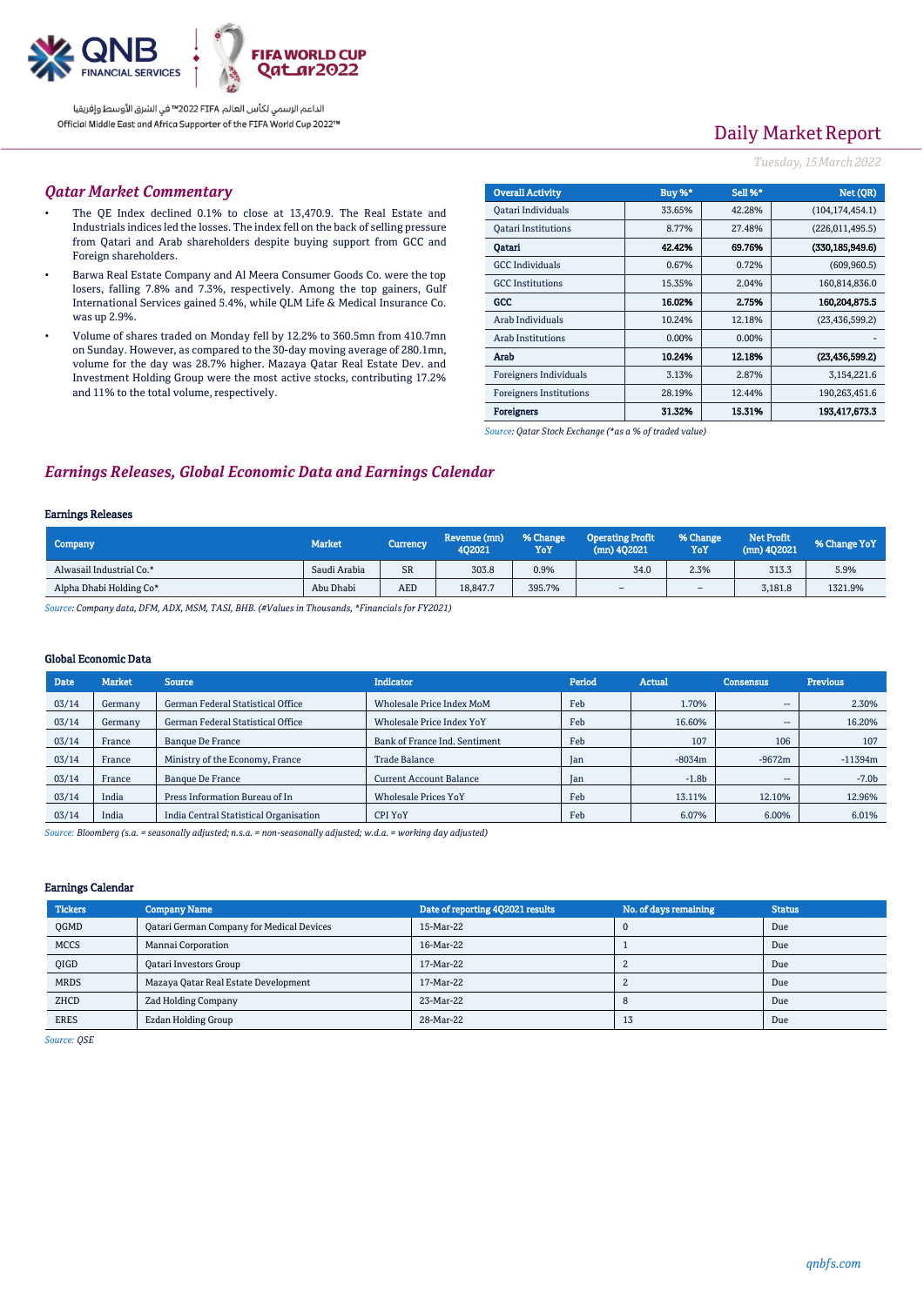# Daily Market Report

*Tuesday, 15 March 2022*

## Qatar Market Commentary

- The QE Index declined 0.1% to close at 13,470.9. The Real Estate and Industrials indices led the losses. The index fell on the back of selling pressure from Qatari and Arab shareholders despite buying support from GCC and Foreign shareholders.
- Barwa Real Estate Company and Al Meera Consumer Goods Co. were the top losers, falling 7.8% and 7.3%, respectively. Among the top gainers, Gulf International Services gained 5.4%, while QLM Life & Medical Insurance Co. was up 2.9%.
- Volume of shares traded on Monday fell by 12.2% to 360.5mn from 410.7mn on Sunday. However, as compared to the 30-day moving average of 280.1mn, volume for the day was 28.7% higher. Mazaya Qatar Real Estate Dev. and Investment Holding Group were the most active stocks, contributing 17.2% and 11% to the total volume, respectively.

| Overall Activity | Buy %* | Sell %* | Net (QR) |
|---|---|---|---|
| Qatari Individuals | 33.65% | 42.28% | (104,174,454.1) |
| Qatari Institutions | 8.77% | 27.48% | (226,011,495.5) |
| **Qatari** | **42.42%** | **69.76%** | **(330,185,949.6)** |
| GCC Individuals | 0.67% | 0.72% | (609,960.5) |
| GCC Institutions | 15.35% | 2.04% | 160,814,836.0 |
| **GCC** | **16.02%** | **2.75%** | **160,204,875.5** |
| Arab Individuals | 10.24% | 12.18% | (23,436,599.2) |
| Arab Institutions | 0.00% | 0.00% | - |
| **Arab** | **10.24%** | **12.18%** | **(23,436,599.2)** |
| Foreigners Individuals | 3.13% | 2.87% | 3,154,221.6 |
| Foreigners Institutions | 28.19% | 12.44% | 190,263,451.6 |
| **Foreigners** | **31.32%** | **15.31%** | **193,417,673.3** |

*Source: Qatar Stock Exchange (*as a % of traded value)*

## Earnings Releases, Global Economic Data and Earnings Calendar

### Earnings Releases

| Company | Market | Currency | Revenue (mn) 4Q2021 | % Change YoY | Operating Profit (mn) 4Q2021 | % Change YoY | Net Profit (mn) 4Q2021 | % Change YoY |
|---|---|---|---|---|---|---|---|---|
| Alwasail Industrial Co.* | Saudi Arabia | SR | 303.8 | 0.9% | 34.0 | 2.3% | 313.3 | 5.9% |
| Alpha Dhabi Holding Co* | Abu Dhabi | AED | 18,847.7 | 395.7% | – | – | 3,181.8 | 1321.9% |

*Source: Company data, DFM, ADX, MSM, TASI, BHB. (#Values in Thousands, *Financials for FY2021)*

### Global Economic Data

| Date | Market | Source | Indicator | Period | Actual | Consensus | Previous |
|---|---|---|---|---|---|---|---|
| 03/14 | Germany | German Federal Statistical Office | Wholesale Price Index MoM | Feb | 1.70% | -- | 2.30% |
| 03/14 | Germany | German Federal Statistical Office | Wholesale Price Index YoY | Feb | 16.60% | -- | 16.20% |
| 03/14 | France | Banque De France | Bank of France Ind. Sentiment | Feb | 107 | 106 | 107 |
| 03/14 | France | Ministry of the Economy, France | Trade Balance | Jan | -8034m | -9672m | -11394m |
| 03/14 | France | Banque De France | Current Account Balance | Jan | -1.8b | -- | -7.0b |
| 03/14 | India | Press Information Bureau of In | Wholesale Prices YoY | Feb | 13.11% | 12.10% | 12.96% |
| 03/14 | India | India Central Statistical Organisation | CPI YoY | Feb | 6.07% | 6.00% | 6.01% |

*Source: Bloomberg (s.a. = seasonally adjusted; n.s.a. = non-seasonally adjusted; w.d.a. = working day adjusted)*

### Earnings Calendar

| Tickers | Company Name | Date of reporting 4Q2021 results | No. of days remaining | Status |
|---|---|---|---|---|
| QGMD | Qatari German Company for Medical Devices | 15-Mar-22 | 0 | Due |
| MCCS | Mannai Corporation | 16-Mar-22 | 1 | Due |
| QIGD | Qatari Investors Group | 17-Mar-22 | 2 | Due |
| MRDS | Mazaya Qatar Real Estate Development | 17-Mar-22 | 2 | Due |
| ZHCD | Zad Holding Company | 23-Mar-22 | 8 | Due |
| ERES | Ezdan Holding Group | 28-Mar-22 | 13 | Due |

*Source: QSE*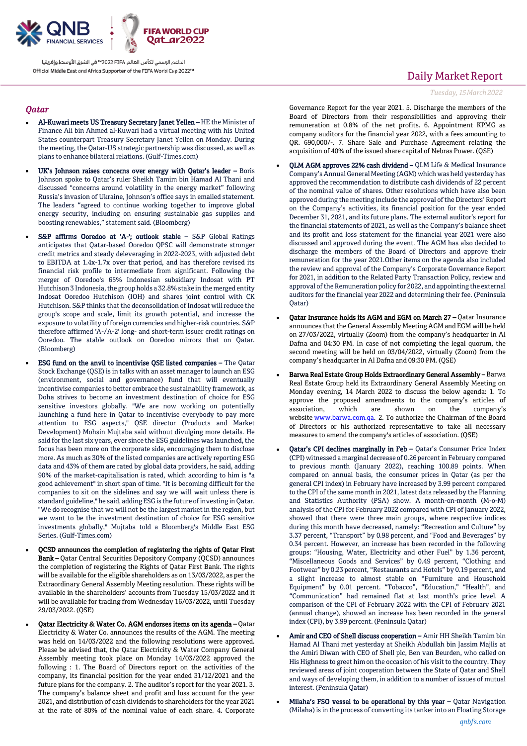## Qatar

- **Al-Kuwari meets US Treasury Secretary Janet Yellen –** HE the Minister of Finance Ali bin Ahmed al-Kuwari had a virtual meeting with his United States counterpart Treasury Secretary Janet Yellen on Monday. During the meeting, the Qatar-US strategic partnership was discussed, as well as plans to enhance bilateral relations. (Gulf-Times.com)

- **UK's Johnson raises concerns over energy with Qatar's leader –** Boris Johnson spoke to Qatar's ruler Sheikh Tamim bin Hamad Al Thani and discussed "concerns around volatility in the energy market" following Russia's invasion of Ukraine, Johnson's office says in emailed statement. The leaders "agreed to continue working together to improve global energy security, including on ensuring sustainable gas supplies and boosting renewables," statement said. (Bloomberg)

- **S&P affirms Ooredoo at 'A-'; outlook stable –** S&P Global Ratings anticipates that Qatar-based Ooredoo QPSC will demonstrate stronger credit metrics and steady deleveraging in 2022-2023, with adjusted debt to EBITDA at 1.4x-1.7x over that period, and has therefore revised its financial risk profile to intermediate from significant. Following the merger of Ooredoo's 65% Indonesian subsidiary Indosat with PT Hutchison 3 Indonesia, the group holds a 32.8% stake in the merged entity Indosat Ooredoo Hutchison (IOH) and shares joint control with CK Hutchison. S&P thinks that the deconsolidation of Indosat will reduce the group's scope and scale, limit its growth potential, and increase the exposure to volatility of foreign currencies and higher-risk countries. S&P therefore affirmed 'A-/A-2' long- and short-term issuer credit ratings on Ooredoo. The stable outlook on Ooredoo mirrors that on Qatar. (Bloomberg)

- **ESG fund on the anvil to incentivise QSE listed companies –** The Qatar Stock Exchange (QSE) is in talks with an asset manager to launch an ESG (environment, social and governance) fund that will eventually incentivise companies to better embrace the sustainability framework, as Doha strives to become an investment destination of choice for ESG sensitive investors globally. "We are now working on potentially launching a fund here in Qatar to incentivise everybody to pay more attention to ESG aspects," QSE director (Products and Market Development) Mohsin Mujtaba said without divulging more details. He said for the last six years, ever since the ESG guidelines was launched, the focus has been more on the corporate side, encouraging them to disclose more. As much as 30% of the listed companies are actively reporting ESG data and 43% of them are rated by global data providers, he said, adding 90% of the market-capitalisation is rated, which according to him is "a good achievement" in short span of time. "It is becoming difficult for the companies to sit on the sidelines and say we will wait unless there is standard guideline," he said, adding ESG is the future of investing in Qatar. "We do recognise that we will not be the largest market in the region, but we want to be the investment destination of choice for ESG sensitive investments globally," Mujtaba told a Bloomberg's Middle East ESG Series. (Gulf-Times.com)

- **QCSD announces the completion of registering the rights of Qatar First Bank –** Qatar Central Securities Depository Company (QCSD) announces the completion of registering the Rights of Qatar First Bank. The rights will be available for the eligible shareholders as on 13/03/2022, as per the Extraordinary General Assembly Meeting resolution. These rights will be available in the shareholders' accounts from Tuesday 15/03/2022 and it will be available for trading from Wednesday 16/03/2022, until Tuesday 29/03/2022. (QSE)

- **Qatar Electricity & Water Co. AGM endorses items on its agenda –** Qatar Electricity & Water Co. announces the results of the AGM. The meeting was held on 14/03/2022 and the following resolutions were approved. Please be advised that, the Qatar Electricity & Water Company General Assembly meeting took place on Monday 14/03/2022 approved the following : 1. The Board of Directors report on the activities of the company, its financial position for the year ended 31/12/2021 and the future plans for the company. 2. The auditor's report for the year 2021. 3. The company's balance sheet and profit and loss account for the year 2021, and distribution of cash dividends to shareholders for the year 2021 at the rate of 80% of the nominal value of each share. 4. Corporate Governance Report for the year 2021. 5. Discharge the members of the Board of Directors from their responsibilities and approving their remuneration at 0.8% of the net profits. 6. Appointment KPMG as company auditors for the financial year 2022, with a fees amounting to QR. 690,000/-. 7. Share Sale and Purchase Agreement relating the acquisition of 40% of the issued share capital of Nebras Power. (QSE)

- **QLM AGM approves 22% cash dividend –** QLM Life & Medical Insurance Company's Annual General Meeting (AGM) which was held yesterday has approved the recommendation to distribute cash dividends of 22 percent of the nominal value of shares. Other resolutions which have also been approved during the meeting include the approval of the Directors' Report on the Company's activities, its financial position for the year ended December 31, 2021, and its future plans. The external auditor's report for the financial statements of 2021, as well as the Company's balance sheet and its profit and loss statement for the financial year 2021 were also discussed and approved during the event. The AGM has also decided to discharge the members of the Board of Directors and approve their remuneration for the year 2021.Other items on the agenda also included the review and approval of the Company's Corporate Governance Report for 2021, in addition to the Related Party Transaction Policy, review and approval of the Remuneration policy for 2022, and appointing the external auditors for the financial year 2022 and determining their fee. (Peninsula Qatar)

- **Qatar Insurance holds its AGM and EGM on March 27 –** Qatar Insurance announces that the General Assembly Meeting AGM and EGM will be held on 27/03/2022, virtually (Zoom) from the company's headquarter in Al Dafna and 04:30 PM. In case of not completing the legal quorum, the second meeting will be held on 03/04/2022, virtually (Zoom) from the company's headquarter in Al Dafna and 09:30 PM. (QSE)

- **Barwa Real Estate Group Holds Extraordinary General Assembly –** Barwa Real Estate Group held its Extraordinary General Assembly Meeting on Monday evening, 14 March 2022 to discuss the below agenda: 1. To approve the proposed amendments to the company's articles of association, which are shown on the company's website www.barwa.com.qa. 2. To authorize the Chairman of the Board of Directors or his authorized representative to take all necessary measures to amend the company's articles of association. (QSE)

- **Qatar's CPI declines marginally in Feb –** Qatar's Consumer Price Index (CPI) witnessed a marginal decrease of 0.26 percent in February compared to previous month (January 2022), reaching 100.89 points. When compared on annual basis, the consumer prices in Qatar (as per the general CPI index) in February have increased by 3.99 percent compared to the CPI of the same month in 2021, latest data released by the Planning and Statistics Authority (PSA) show. A month-on-month (M-o-M) analysis of the CPI for February 2022 compared with CPI of January 2022, showed that there were three main groups, where respective indices during this month have decreased, namely: "Recreation and Culture" by 3.37 percent, "Transport" by 0.98 percent, and "Food and Beverages" by 0.34 percent. However, an increase has been recorded in the following groups: "Housing, Water, Electricity and other Fuel" by 1.36 percent, "Miscellaneous Goods and Services" by 0.49 percent, "Clothing and Footwear" by 0.23 percent, "Restaurants and Hotels" by 0.19 percent, and a slight increase to almost stable on "Furniture and Household Equipment" by 0.01 percent. "Tobacco", "Education," "Health", and "Communication" had remained flat at last month's price level. A comparison of the CPI of February 2022 with the CPI of February 2021 (annual change), showed an increase has been recorded in the general index (CPI), by 3.99 percent. (Peninsula Qatar)

- **Amir and CEO of Shell discuss cooperation –** Amir HH Sheikh Tamim bin Hamad Al Thani met yesterday at Sheikh Abdullah bin Jassim Majlis at the Amiri Diwan with CEO of Shell plc, Ben van Beurden, who called on His Highness to greet him on the occasion of his visit to the country. They reviewed areas of joint cooperation between the State of Qatar and Shell and ways of developing them, in addition to a number of issues of mutual interest. (Peninsula Qatar)

- **Milaha's FSO vessel to be operational by this year –** Qatar Navigation (Milaha) is in the process of converting its tanker into an Floating Storage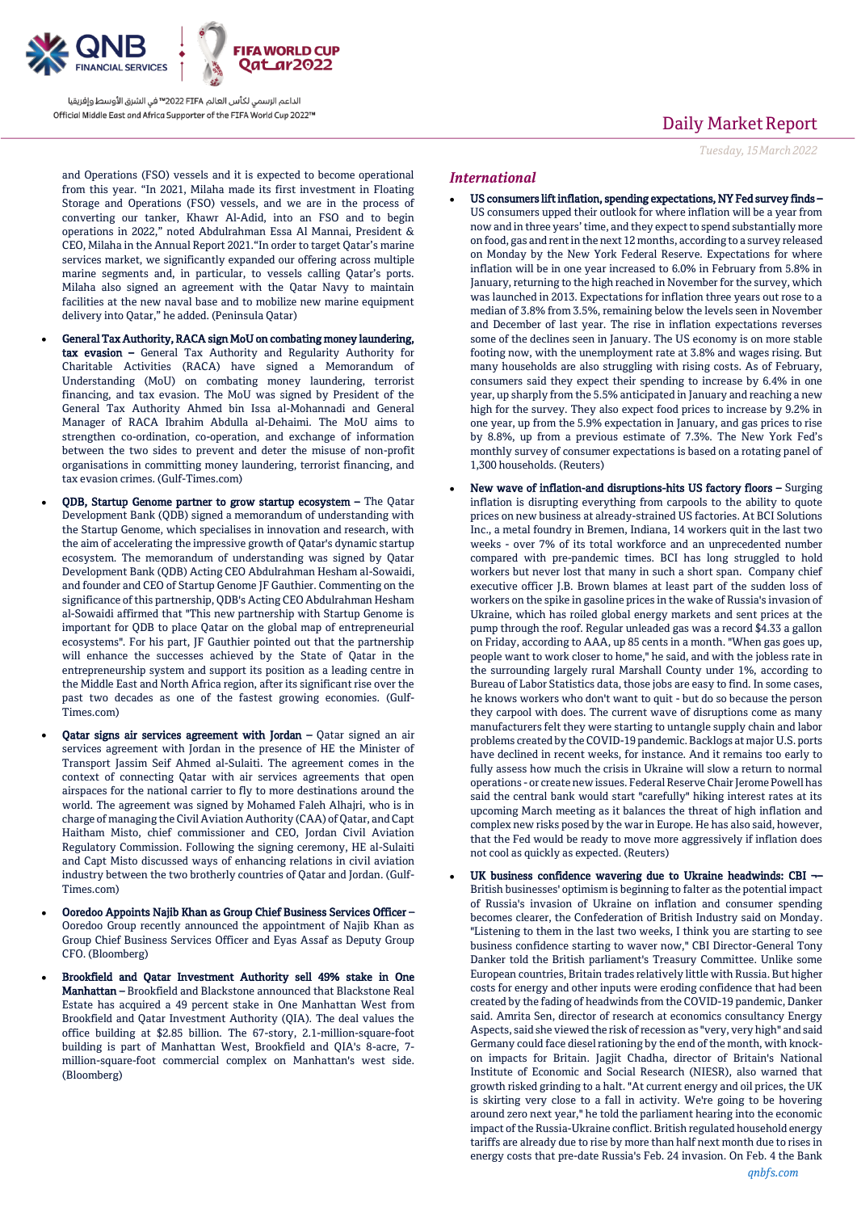and Operations (FSO) vessels and it is expected to become operational from this year. "In 2021, Milaha made its first investment in Floating Storage and Operations (FSO) vessels, and we are in the process of converting our tanker, Khawr Al-Adid, into an FSO and to begin operations in 2022," noted Abdulrahman Essa Al Mannai, President & CEO, Milaha in the Annual Report 2021."In order to target Qatar's marine services market, we significantly expanded our offering across multiple marine segments and, in particular, to vessels calling Qatar's ports. Milaha also signed an agreement with the Qatar Navy to maintain facilities at the new naval base and to mobilize new marine equipment delivery into Qatar," he added. (Peninsula Qatar)

- **General Tax Authority, RACA sign MoU on combating money laundering, tax evasion –** General Tax Authority and Regularity Authority for Charitable Activities (RACA) have signed a Memorandum of Understanding (MoU) on combating money laundering, terrorist financing, and tax evasion. The MoU was signed by President of the General Tax Authority Ahmed bin Issa al-Mohannadi and General Manager of RACA Ibrahim Abdulla al-Dehaimi. The MoU aims to strengthen co-ordination, co-operation, and exchange of information between the two sides to prevent and deter the misuse of non-profit organisations in committing money laundering, terrorist financing, and tax evasion crimes. (Gulf-Times.com)
- **QDB, Startup Genome partner to grow startup ecosystem –** The Qatar Development Bank (QDB) signed a memorandum of understanding with the Startup Genome, which specialises in innovation and research, with the aim of accelerating the impressive growth of Qatar's dynamic startup ecosystem. The memorandum of understanding was signed by Qatar Development Bank (QDB) Acting CEO Abdulrahman Hesham al-Sowaidi, and founder and CEO of Startup Genome JF Gauthier. Commenting on the significance of this partnership, QDB's Acting CEO Abdulrahman Hesham al-Sowaidi affirmed that "This new partnership with Startup Genome is important for QDB to place Qatar on the global map of entrepreneurial ecosystems". For his part, JF Gauthier pointed out that the partnership will enhance the successes achieved by the State of Qatar in the entrepreneurship system and support its position as a leading centre in the Middle East and North Africa region, after its significant rise over the past two decades as one of the fastest growing economies. (Gulf-Times.com)
- **Qatar signs air services agreement with Jordan –** Qatar signed an air services agreement with Jordan in the presence of HE the Minister of Transport Jassim Seif Ahmed al-Sulaiti. The agreement comes in the context of connecting Qatar with air services agreements that open airspaces for the national carrier to fly to more destinations around the world. The agreement was signed by Mohamed Faleh Alhajri, who is in charge of managing the Civil Aviation Authority (CAA) of Qatar, and Capt Haitham Misto, chief commissioner and CEO, Jordan Civil Aviation Regulatory Commission. Following the signing ceremony, HE al-Sulaiti and Capt Misto discussed ways of enhancing relations in civil aviation industry between the two brotherly countries of Qatar and Jordan. (Gulf-Times.com)
- **Ooredoo Appoints Najib Khan as Group Chief Business Services Officer –** Ooredoo Group recently announced the appointment of Najib Khan as Group Chief Business Services Officer and Eyas Assaf as Deputy Group CFO. (Bloomberg)
- **Brookfield and Qatar Investment Authority sell 49% stake in One Manhattan –** Brookfield and Blackstone announced that Blackstone Real Estate has acquired a 49 percent stake in One Manhattan West from Brookfield and Qatar Investment Authority (QIA). The deal values the office building at $2.85 billion. The 67-story, 2.1-million-square-foot building is part of Manhattan West, Brookfield and QIA's 8-acre, 7-million-square-foot commercial complex on Manhattan's west side. (Bloomberg)

## *International*

- **US consumers lift inflation, spending expectations, NY Fed survey finds –** US consumers upped their outlook for where inflation will be a year from now and in three years' time, and they expect to spend substantially more on food, gas and rent in the next 12 months, according to a survey released on Monday by the New York Federal Reserve. Expectations for where inflation will be in one year increased to 6.0% in February from 5.8% in January, returning to the high reached in November for the survey, which was launched in 2013. Expectations for inflation three years out rose to a median of 3.8% from 3.5%, remaining below the levels seen in November and December of last year. The rise in inflation expectations reverses some of the declines seen in January. The US economy is on more stable footing now, with the unemployment rate at 3.8% and wages rising. But many households are also struggling with rising costs. As of February, consumers said they expect their spending to increase by 6.4% in one year, up sharply from the 5.5% anticipated in January and reaching a new high for the survey. They also expect food prices to increase by 9.2% in one year, up from the 5.9% expectation in January, and gas prices to rise by 8.8%, up from a previous estimate of 7.3%. The New York Fed's monthly survey of consumer expectations is based on a rotating panel of 1,300 households. (Reuters)
- **New wave of inflation-and disruptions-hits US factory floors –** Surging inflation is disrupting everything from carpools to the ability to quote prices on new business at already-strained US factories. At BCI Solutions Inc., a metal foundry in Bremen, Indiana, 14 workers quit in the last two weeks - over 7% of its total workforce and an unprecedented number compared with pre-pandemic times. BCI has long struggled to hold workers but never lost that many in such a short span. Company chief executive officer J.B. Brown blames at least part of the sudden loss of workers on the spike in gasoline prices in the wake of Russia's invasion of Ukraine, which has roiled global energy markets and sent prices at the pump through the roof. Regular unleaded gas was a record $4.33 a gallon on Friday, according to AAA, up 85 cents in a month. "When gas goes up, people want to work closer to home," he said, and with the jobless rate in the surrounding largely rural Marshall County under 1%, according to Bureau of Labor Statistics data, those jobs are easy to find. In some cases, he knows workers who don't want to quit - but do so because the person they carpool with does. The current wave of disruptions come as many manufacturers felt they were starting to untangle supply chain and labor problems created by the COVID-19 pandemic. Backlogs at major U.S. ports have declined in recent weeks, for instance. And it remains too early to fully assess how much the crisis in Ukraine will slow a return to normal operations - or create new issues. Federal Reserve Chair Jerome Powell has said the central bank would start "carefully" hiking interest rates at its upcoming March meeting as it balances the threat of high inflation and complex new risks posed by the war in Europe. He has also said, however, that the Fed would be ready to move more aggressively if inflation does not cool as quickly as expected. (Reuters)
- **UK business confidence wavering due to Ukraine headwinds: CBI –** British businesses' optimism is beginning to falter as the potential impact of Russia's invasion of Ukraine on inflation and consumer spending becomes clearer, the Confederation of British Industry said on Monday. "Listening to them in the last two weeks, I think you are starting to see business confidence starting to waver now," CBI Director-General Tony Danker told the British parliament's Treasury Committee. Unlike some European countries, Britain trades relatively little with Russia. But higher costs for energy and other inputs were eroding confidence that had been created by the fading of headwinds from the COVID-19 pandemic, Danker said. Amrita Sen, director of research at economics consultancy Energy Aspects, said she viewed the risk of recession as "very, very high" and said Germany could face diesel rationing by the end of the month, with knock-on impacts for Britain. Jagjit Chadha, director of Britain's National Institute of Economic and Social Research (NIESR), also warned that growth risked grinding to a halt. "At current energy and oil prices, the UK is skirting very close to a fall in activity. We're going to be hovering around zero next year," he told the parliament hearing into the economic impact of the Russia-Ukraine conflict. British regulated household energy tariffs are already due to rise by more than half next month due to rises in energy costs that pre-date Russia's Feb. 24 invasion. On Feb. 4 the Bank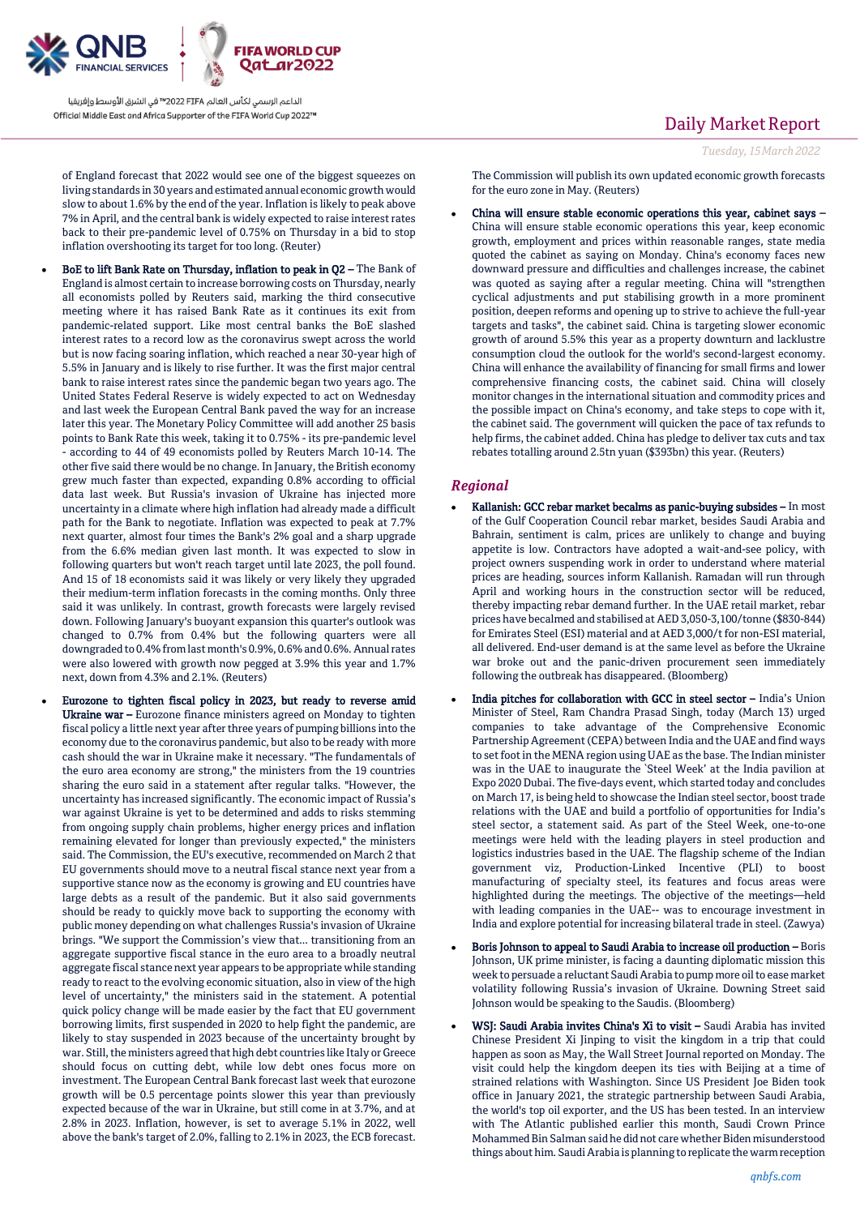of England forecast that 2022 would see one of the biggest squeezes on living standards in 30 years and estimated annual economic growth would slow to about 1.6% by the end of the year. Inflation is likely to peak above 7% in April, and the central bank is widely expected to raise interest rates back to their pre-pandemic level of 0.75% on Thursday in a bid to stop inflation overshooting its target for too long. (Reuter)

- **BoE to lift Bank Rate on Thursday, inflation to peak in Q2 –** The Bank of England is almost certain to increase borrowing costs on Thursday, nearly all economists polled by Reuters said, marking the third consecutive meeting where it has raised Bank Rate as it continues its exit from pandemic-related support. Like most central banks the BoE slashed interest rates to a record low as the coronavirus swept across the world but is now facing soaring inflation, which reached a near 30-year high of 5.5% in January and is likely to rise further. It was the first major central bank to raise interest rates since the pandemic began two years ago. The United States Federal Reserve is widely expected to act on Wednesday and last week the European Central Bank paved the way for an increase later this year. The Monetary Policy Committee will add another 25 basis points to Bank Rate this week, taking it to 0.75% - its pre-pandemic level - according to 44 of 49 economists polled by Reuters March 10-14. The other five said there would be no change. In January, the British economy grew much faster than expected, expanding 0.8% according to official data last week. But Russia's invasion of Ukraine has injected more uncertainty in a climate where high inflation had already made a difficult path for the Bank to negotiate. Inflation was expected to peak at 7.7% next quarter, almost four times the Bank's 2% goal and a sharp upgrade from the 6.6% median given last month. It was expected to slow in following quarters but won't reach target until late 2023, the poll found. And 15 of 18 economists said it was likely or very likely they upgraded their medium-term inflation forecasts in the coming months. Only three said it was unlikely. In contrast, growth forecasts were largely revised down. Following January's buoyant expansion this quarter's outlook was changed to 0.7% from 0.4% but the following quarters were all downgraded to 0.4% from last month's 0.9%, 0.6% and 0.6%. Annual rates were also lowered with growth now pegged at 3.9% this year and 1.7% next, down from 4.3% and 2.1%. (Reuters)

- **Eurozone to tighten fiscal policy in 2023, but ready to reverse amid Ukraine war –** Eurozone finance ministers agreed on Monday to tighten fiscal policy a little next year after three years of pumping billions into the economy due to the coronavirus pandemic, but also to be ready with more cash should the war in Ukraine make it necessary. "The fundamentals of the euro area economy are strong," the ministers from the 19 countries sharing the euro said in a statement after regular talks. "However, the uncertainty has increased significantly. The economic impact of Russia's war against Ukraine is yet to be determined and adds to risks stemming from ongoing supply chain problems, higher energy prices and inflation remaining elevated for longer than previously expected," the ministers said. The Commission, the EU's executive, recommended on March 2 that EU governments should move to a neutral fiscal stance next year from a supportive stance now as the economy is growing and EU countries have large debts as a result of the pandemic. But it also said governments should be ready to quickly move back to supporting the economy with public money depending on what challenges Russia's invasion of Ukraine brings. "We support the Commission's view that... transitioning from an aggregate supportive fiscal stance in the euro area to a broadly neutral aggregate fiscal stance next year appears to be appropriate while standing ready to react to the evolving economic situation, also in view of the high level of uncertainty," the ministers said in the statement. A potential quick policy change will be made easier by the fact that EU government borrowing limits, first suspended in 2020 to help fight the pandemic, are likely to stay suspended in 2023 because of the uncertainty brought by war. Still, the ministers agreed that high debt countries like Italy or Greece should focus on cutting debt, while low debt ones focus more on investment. The European Central Bank forecast last week that eurozone growth will be 0.5 percentage points slower this year than previously expected because of the war in Ukraine, but still come in at 3.7%, and at 2.8% in 2023. Inflation, however, is set to average 5.1% in 2022, well above the bank's target of 2.0%, falling to 2.1% in 2023, the ECB forecast. The Commission will publish its own updated economic growth forecasts for the euro zone in May. (Reuters)

- **China will ensure stable economic operations this year, cabinet says –** China will ensure stable economic operations this year, keep economic growth, employment and prices within reasonable ranges, state media quoted the cabinet as saying on Monday. China's economy faces new downward pressure and difficulties and challenges increase, the cabinet was quoted as saying after a regular meeting. China will "strengthen cyclical adjustments and put stabilising growth in a more prominent position, deepen reforms and opening up to strive to achieve the full-year targets and tasks", the cabinet said. China is targeting slower economic growth of around 5.5% this year as a property downturn and lacklustre consumption cloud the outlook for the world's second-largest economy. China will enhance the availability of financing for small firms and lower comprehensive financing costs, the cabinet said. China will closely monitor changes in the international situation and commodity prices and the possible impact on China's economy, and take steps to cope with it, the cabinet said. The government will quicken the pace of tax refunds to help firms, the cabinet added. China has pledge to deliver tax cuts and tax rebates totalling around 2.5tn yuan ($393bn) this year. (Reuters)

## *Regional*

- **Kallanish: GCC rebar market becalms as panic-buying subsides –** In most of the Gulf Cooperation Council rebar market, besides Saudi Arabia and Bahrain, sentiment is calm, prices are unlikely to change and buying appetite is low. Contractors have adopted a wait-and-see policy, with project owners suspending work in order to understand where material prices are heading, sources inform Kallanish. Ramadan will run through April and working hours in the construction sector will be reduced, thereby impacting rebar demand further. In the UAE rebar market, rebar prices have becalmed and stabilised at AED 3,050-3,100/tonne ($830-844) for Emirates Steel (ESI) material and at AED 3,000/t for non-ESI material, all delivered. End-user demand is at the same level as before the Ukraine war broke out and the panic-driven procurement seen immediately following the outbreak has disappeared. (Bloomberg)

- **India pitches for collaboration with GCC in steel sector –** India's Union Minister of Steel, Ram Chandra Prasad Singh, today (March 13) urged companies to take advantage of the Comprehensive Economic Partnership Agreement (CEPA) between India and the UAE and find ways to set foot in the MENA region using UAE as the base. The Indian minister was in the UAE to inaugurate the 'Steel Week' at the India pavilion at Expo 2020 Dubai. The five-days event, which started today and concludes on March 17, is being held to showcase the Indian steel sector, boost trade relations with the UAE and build a portfolio of opportunities for India's steel sector, a statement said. As part of the Steel Week, one-to-one meetings were held with the leading players in steel production and logistics industries based in the UAE. The flagship scheme of the Indian government viz, Production-Linked Incentive (PLI) to boost manufacturing of specialty steel, its features and focus areas were highlighted during the meetings. The objective of the meetings—held with leading companies in the UAE-- was to encourage investment in India and explore potential for increasing bilateral trade in steel. (Zawya)

- **Boris Johnson to appeal to Saudi Arabia to increase oil production –** Boris Johnson, UK prime minister, is facing a daunting diplomatic mission this week to persuade a reluctant Saudi Arabia to pump more oil to ease market volatility following Russia's invasion of Ukraine. Downing Street said Johnson would be speaking to the Saudis. (Bloomberg)

- **WSJ: Saudi Arabia invites China's Xi to visit –** Saudi Arabia has invited Chinese President Xi Jinping to visit the kingdom in a trip that could happen as soon as May, the Wall Street Journal reported on Monday. The visit could help the kingdom deepen its ties with Beijing at a time of strained relations with Washington. Since US President Joe Biden took office in January 2021, the strategic partnership between Saudi Arabia, the world's top oil exporter, and the US has been tested. In an interview with The Atlantic published earlier this month, Saudi Crown Prince Mohammed Bin Salman said he did not care whether Biden misunderstood things about him. Saudi Arabia is planning to replicate the warm reception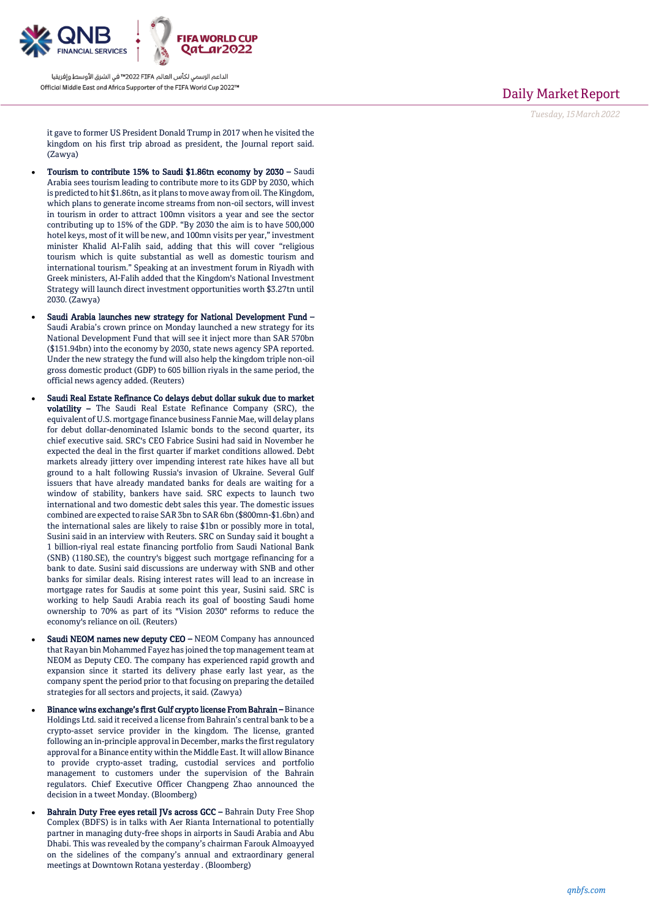it gave to former US President Donald Trump in 2017 when he visited the kingdom on his first trip abroad as president, the Journal report said. (Zawya)

- **Tourism to contribute 15% to Saudi $1.86tn economy by 2030 –** Saudi Arabia sees tourism leading to contribute more to its GDP by 2030, which is predicted to hit $1.86tn, as it plans to move away from oil. The Kingdom, which plans to generate income streams from non-oil sectors, will invest in tourism in order to attract 100mn visitors a year and see the sector contributing up to 15% of the GDP. "By 2030 the aim is to have 500,000 hotel keys, most of it will be new, and 100mn visits per year," investment minister Khalid Al-Falih said, adding that this will cover "religious tourism which is quite substantial as well as domestic tourism and international tourism." Speaking at an investment forum in Riyadh with Greek ministers, Al-Falih added that the Kingdom's National Investment Strategy will launch direct investment opportunities worth $3.27tn until 2030. (Zawya)
- **Saudi Arabia launches new strategy for National Development Fund –** Saudi Arabia's crown prince on Monday launched a new strategy for its National Development Fund that will see it inject more than SAR 570bn ($151.94bn) into the economy by 2030, state news agency SPA reported. Under the new strategy the fund will also help the kingdom triple non-oil gross domestic product (GDP) to 605 billion riyals in the same period, the official news agency added. (Reuters)
- **Saudi Real Estate Refinance Co delays debut dollar sukuk due to market volatility –** The Saudi Real Estate Refinance Company (SRC), the equivalent of U.S. mortgage finance business Fannie Mae, will delay plans for debut dollar-denominated Islamic bonds to the second quarter, its chief executive said. SRC's CEO Fabrice Susini had said in November he expected the deal in the first quarter if market conditions allowed. Debt markets already jittery over impending interest rate hikes have all but ground to a halt following Russia's invasion of Ukraine. Several Gulf issuers that have already mandated banks for deals are waiting for a window of stability, bankers have said. SRC expects to launch two international and two domestic debt sales this year. The domestic issues combined are expected to raise SAR 3bn to SAR 6bn ($800mn-$1.6bn) and the international sales are likely to raise $1bn or possibly more in total, Susini said in an interview with Reuters. SRC on Sunday said it bought a 1 billion-riyal real estate financing portfolio from Saudi National Bank (SNB) (1180.SE), the country's biggest such mortgage refinancing for a bank to date. Susini said discussions are underway with SNB and other banks for similar deals. Rising interest rates will lead to an increase in mortgage rates for Saudis at some point this year, Susini said. SRC is working to help Saudi Arabia reach its goal of boosting Saudi home ownership to 70% as part of its "Vision 2030" reforms to reduce the economy's reliance on oil. (Reuters)
- **Saudi NEOM names new deputy CEO –** NEOM Company has announced that Rayan bin Mohammed Fayez has joined the top management team at NEOM as Deputy CEO. The company has experienced rapid growth and expansion since it started its delivery phase early last year, as the company spent the period prior to that focusing on preparing the detailed strategies for all sectors and projects, it said. (Zawya)
- **Binance wins exchange's first Gulf crypto license From Bahrain –** Binance Holdings Ltd. said it received a license from Bahrain's central bank to be a crypto-asset service provider in the kingdom. The license, granted following an in-principle approval in December, marks the first regulatory approval for a Binance entity within the Middle East. It will allow Binance to provide crypto-asset trading, custodial services and portfolio management to customers under the supervision of the Bahrain regulators. Chief Executive Officer Changpeng Zhao announced the decision in a tweet Monday. (Bloomberg)
- **Bahrain Duty Free eyes retail JVs across GCC –** Bahrain Duty Free Shop Complex (BDFS) is in talks with Aer Rianta International to potentially partner in managing duty-free shops in airports in Saudi Arabia and Abu Dhabi. This was revealed by the company's chairman Farouk Almoayyed on the sidelines of the company's annual and extraordinary general meetings at Downtown Rotana yesterday . (Bloomberg)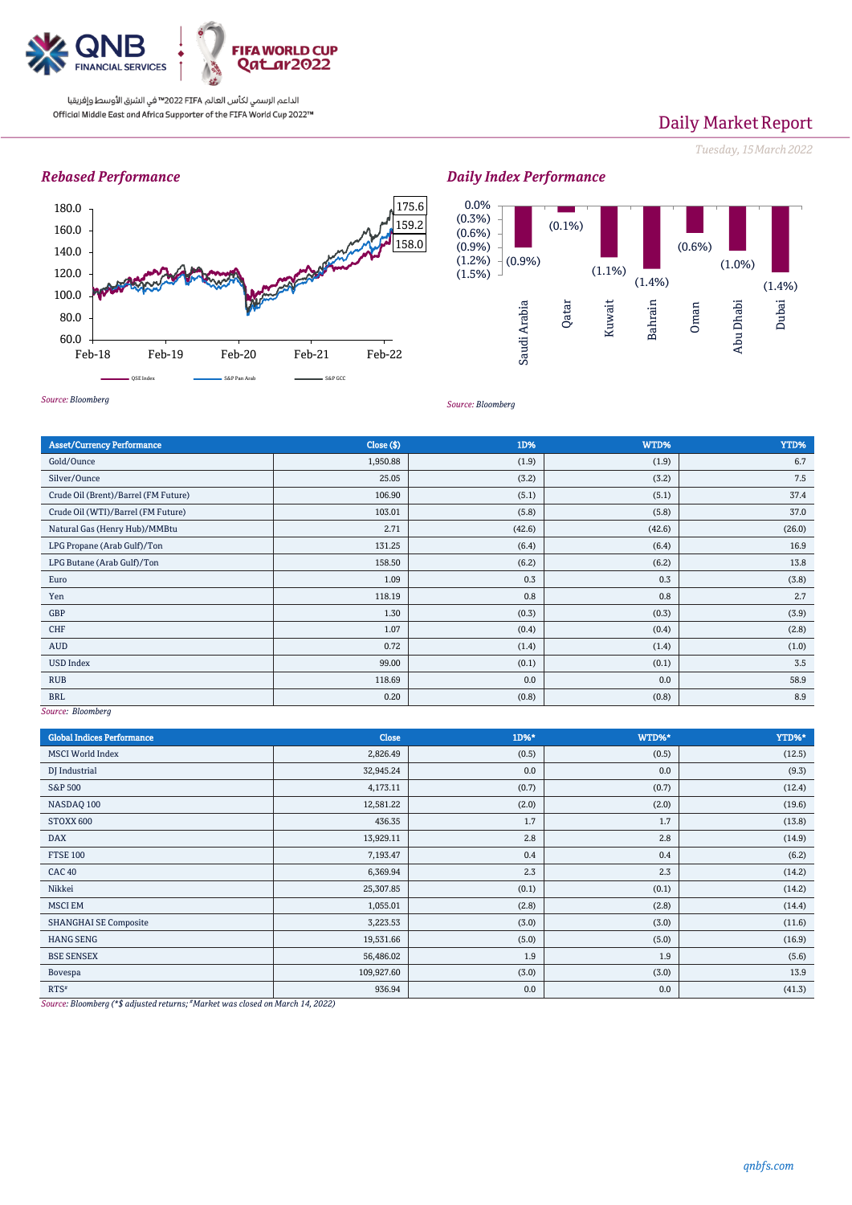Daily Market Report

*Tuesday, 15 March 2022*

### Rebased Performance

180.0
160.0
140.0
120.0
100.0
80.0
60.0

Feb-18 Feb-19 Feb-20 Feb-21 Feb-22

175.6
159.2
158.0

QSE Index — S&P Pan Arab — S&P GCC

*Source: Bloomberg*

### Daily Index Performance

| Saudi Arabia | Qatar | Kuwait | Bahrain | Oman | Abu Dhabi | Dubai |
|---|---|---|---|---|---|---|
| (0.9%) | (0.1%) | (1.1%) | (1.4%) | (0.6%) | (1.0%) | (1.4%) |

*Source: Bloomberg*

| Asset/Currency Performance | Close ($) | 1D% | WTD% | YTD% |
|---|---|---|---|---|
| Gold/Ounce | 1,950.88 | (1.9) | (1.9) | 6.7 |
| Silver/Ounce | 25.05 | (3.2) | (3.2) | 7.5 |
| Crude Oil (Brent)/Barrel (FM Future) | 106.90 | (5.1) | (5.1) | 37.4 |
| Crude Oil (WTI)/Barrel (FM Future) | 103.01 | (5.8) | (5.8) | 37.0 |
| Natural Gas (Henry Hub)/MMBtu | 2.71 | (42.6) | (42.6) | (26.0) |
| LPG Propane (Arab Gulf)/Ton | 131.25 | (6.4) | (6.4) | 16.9 |
| LPG Butane (Arab Gulf)/Ton | 158.50 | (6.2) | (6.2) | 13.8 |
| Euro | 1.09 | 0.3 | 0.3 | (3.8) |
| Yen | 118.19 | 0.8 | 0.8 | 2.7 |
| GBP | 1.30 | (0.3) | (0.3) | (3.9) |
| CHF | 1.07 | (0.4) | (0.4) | (2.8) |
| AUD | 0.72 | (1.4) | (1.4) | (1.0) |
| USD Index | 99.00 | (0.1) | (0.1) | 3.5 |
| RUB | 118.69 | 0.0 | 0.0 | 58.9 |
| BRL | 0.20 | (0.8) | (0.8) | 8.9 |

*Source: Bloomberg*

| Global Indices Performance | Close | 1D%* | WTD%* | YTD%* |
|---|---|---|---|---|
| MSCI World Index | 2,826.49 | (0.5) | (0.5) | (12.5) |
| DJ Industrial | 32,945.24 | 0.0 | 0.0 | (9.3) |
| S&P 500 | 4,173.11 | (0.7) | (0.7) | (12.4) |
| NASDAQ 100 | 12,581.22 | (2.0) | (2.0) | (19.6) |
| STOXX 600 | 436.35 | 1.7 | 1.7 | (13.8) |
| DAX | 13,929.11 | 2.8 | 2.8 | (14.9) |
| FTSE 100 | 7,193.47 | 0.4 | 0.4 | (6.2) |
| CAC 40 | 6,369.94 | 2.3 | 2.3 | (14.2) |
| Nikkei | 25,307.85 | (0.1) | (0.1) | (14.2) |
| MSCI EM | 1,055.01 | (2.8) | (2.8) | (14.4) |
| SHANGHAI SE Composite | 3,223.53 | (3.0) | (3.0) | (11.6) |
| HANG SENG | 19,531.66 | (5.0) | (5.0) | (16.9) |
| BSE SENSEX | 56,486.02 | 1.9 | 1.9 | (5.6) |
| Bovespa | 109,927.60 | (3.0) | (3.0) | 13.9 |
| RTS# | 936.94 | 0.0 | 0.0 | (41.3) |

*Source: Bloomberg (\*$ adjusted returns; #Market was closed on March 14, 2022)*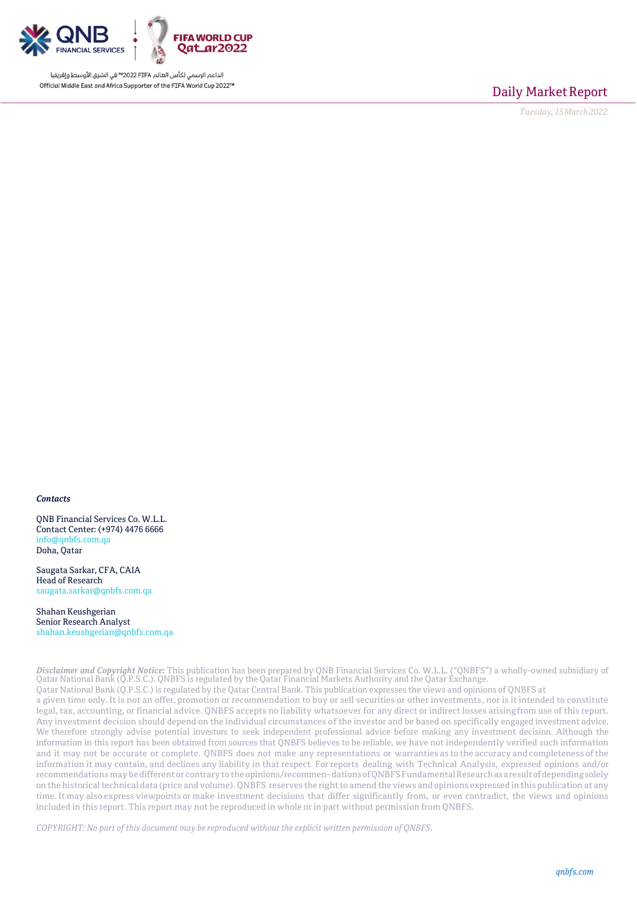الداعم الرسمي لكأس العالم FIFA 2022™ في الشرق الأوسط وإفريقيا
Official Middle East and Africa Supporter of the FIFA World Cup 2022™

# Daily Market Report

*Tuesday, 15 March 2022*

***Contacts***

QNB Financial Services Co. W.L.L.
Contact Center: (+974) 4476 6666
info@qnbfs.com.qa
Doha, Qatar

Saugata Sarkar, CFA, CAIA
Head of Research
saugata.sarkar@qnbfs.com.qa

Shahan Keushgerian
Senior Research Analyst
shahan.keushgerian@qnbfs.com.qa

***Disclaimer and Copyright Notice:*** This publication has been prepared by QNB Financial Services Co. W.L.L. ("QNBFS") a wholly-owned subsidiary of Qatar National Bank (Q.P.S.C.). QNBFS is regulated by the Qatar Financial Markets Authority and the Qatar Exchange. Qatar National Bank (Q.P.S.C.) is regulated by the Qatar Central Bank. This publication expresses the views and opinions of QNBFS at a given time only. It is not an offer, promotion or recommendation to buy or sell securities or other investments, nor is it intended to constitute legal, tax, accounting, or financial advice. QNBFS accepts no liability whatsoever for any direct or indirect losses arising from use of this report. Any investment decision should depend on the individual circumstances of the investor and be based on specifically engaged investment advice. We therefore strongly advise potential investors to seek independent professional advice before making any investment decision. Although the information in this report has been obtained from sources that QNBFS believes to be reliable, we have not independently verified such information and it may not be accurate or complete. QNBFS does not make any representations or warranties as to the accuracy and completeness of the information it may contain, and declines any liability in that respect. For reports dealing with Technical Analysis, expressed opinions and/or recommendations may be different or contrary to the opinions/recommen- dations of QNBFS Fundamental Research as a result of depending solely on the historical technical data (price and volume). QNBFS reserves the right to amend the views and opinions expressed in this publication at any time. It may also express viewpoints or make investment decisions that differ significantly from, or even contradict, the views and opinions included in this report. This report may not be reproduced in whole or in part without permission from QNBFS.

*COPYRIGHT: No part of this document may be reproduced without the explicit written permission of QNBFS.*

*qnbfs.com*